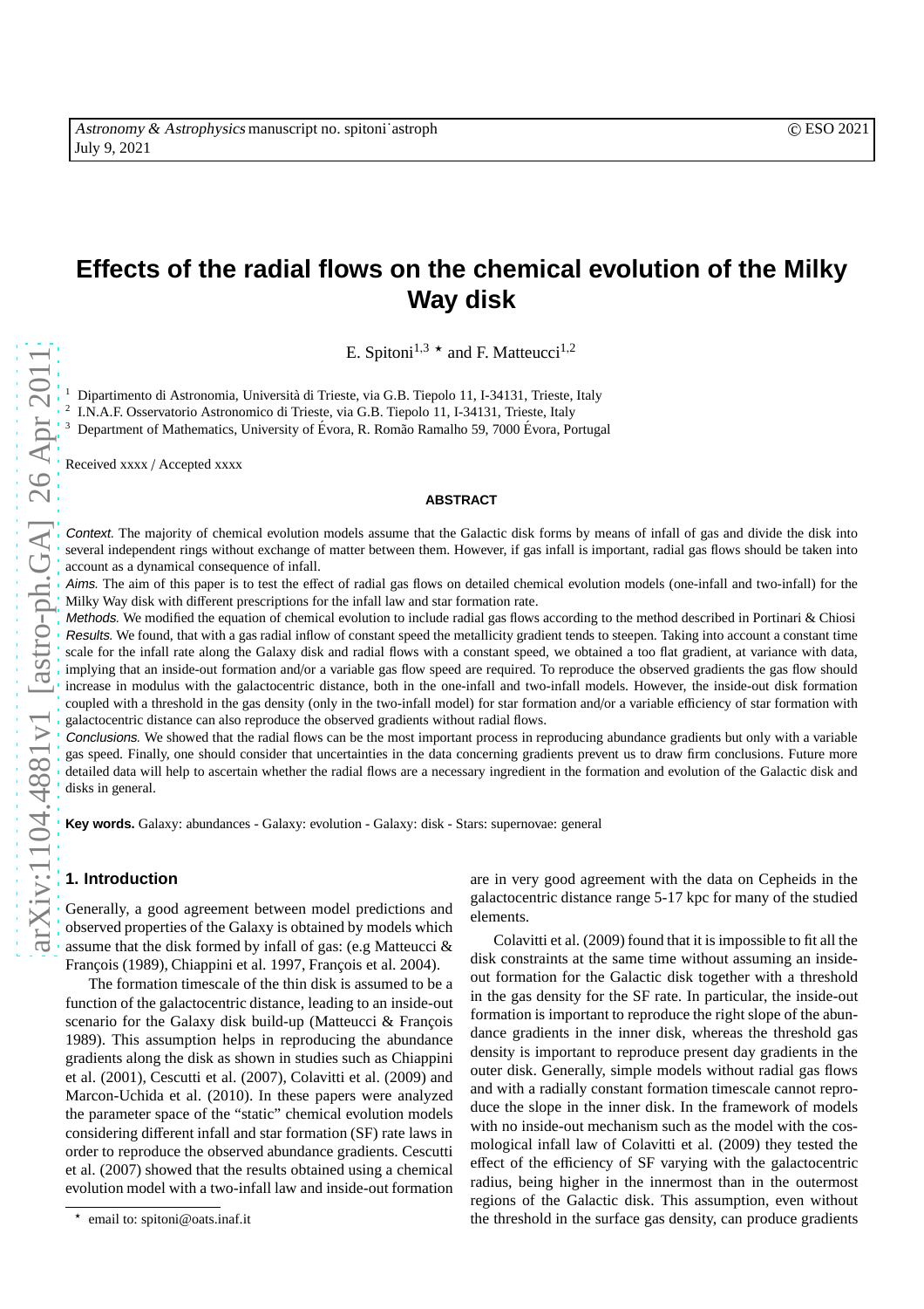# Effects of the radial flows on the chemical evolution of the Milky Way disk

E. Spitoni[1,3] ⋆ and F. Matteucci[1,2]

[1] Dipartimento di Astronomia, Università di Trieste, via G.B. Tiepolo 11, I-34131, Trieste, Italy
[2] I.N.A.F. Osservatorio Astronomico di Trieste, via G.B. Tiepolo 11, I-34131, Trieste, Italy
[3] Department of Mathematics, University of Évora, R. Romão Ramalho 59, 7000 Évora, Portugal

Received xxxx / Accepted xxxx

## ABSTRACT

*Context.* The majority of chemical evolution models assume that the Galactic disk forms by means of infall of gas and divide the disk into several independent rings without exchange of matter between them. However, if gas infall is important, radial gas flows should be taken into account as a dynamical consequence of infall.

*Aims.* The aim of this paper is to test the effect of radial gas flows on detailed chemical evolution models (one-infall and two-infall) for the Milky Way disk with different prescriptions for the infall law and star formation rate.

*Methods.* We modified the equation of chemical evolution to include radial gas flows according to the method described in Portinari & Chiosi

*Results.* We found, that with a gas radial inflow of constant speed the metallicity gradient tends to steepen. Taking into account a constant time scale for the infall rate along the Galaxy disk and radial flows with a constant speed, we obtained a too flat gradient, at variance with data, implying that an inside-out formation and/or a variable gas flow speed are required. To reproduce the observed gradients the gas flow should increase in modulus with the galactocentric distance, both in the one-infall and two-infall models. However, the inside-out disk formation coupled with a threshold in the gas density (only in the two-infall model) for star formation and/or a variable efficiency of star formation with galactocentric distance can also reproduce the observed gradients without radial flows.

*Conclusions.* We showed that the radial flows can be the most important process in reproducing abundance gradients but only with a variable gas speed. Finally, one should consider that uncertainties in the data concerning gradients prevent us to draw firm conclusions. Future more detailed data will help to ascertain whether the radial flows are a necessary ingredient in the formation and evolution of the Galactic disk and disks in general.

**Key words.** Galaxy: abundances - Galaxy: evolution - Galaxy: disk - Stars: supernovae: general

## 1. Introduction

Generally, a good agreement between model predictions and observed properties of the Galaxy is obtained by models which assume that the disk formed by infall of gas: (e.g Matteucci & François (1989), Chiappini et al. 1997, François et al. 2004).

The formation timescale of the thin disk is assumed to be a function of the galactocentric distance, leading to an inside-out scenario for the Galaxy disk build-up (Matteucci & François 1989). This assumption helps in reproducing the abundance gradients along the disk as shown in studies such as Chiappini et al. (2001), Cescutti et al. (2007), Colavitti et al. (2009) and Marcon-Uchida et al. (2010). In these papers were analyzed the parameter space of the "static" chemical evolution models considering different infall and star formation (SF) rate laws in order to reproduce the observed abundance gradients. Cescutti et al. (2007) showed that the results obtained using a chemical evolution model with a two-infall law and inside-out formation are in very good agreement with the data on Cepheids in the galactocentric distance range 5-17 kpc for many of the studied elements.

Colavitti et al. (2009) found that it is impossible to fit all the disk constraints at the same time without assuming an inside-out formation for the Galactic disk together with a threshold in the gas density for the SF rate. In particular, the inside-out formation is important to reproduce the right slope of the abundance gradients in the inner disk, whereas the threshold gas density is important to reproduce present day gradients in the outer disk. Generally, simple models without radial gas flows and with a radially constant formation timescale cannot reproduce the slope in the inner disk. In the framework of models with no inside-out mechanism such as the model with the cosmological infall law of Colavitti et al. (2009) they tested the effect of the efficiency of SF varying with the galactocentric radius, being higher in the innermost than in the outermost regions of the Galactic disk. This assumption, even without the threshold in the surface gas density, can produce gradients

⋆ email to: spitoni@oats.inaf.it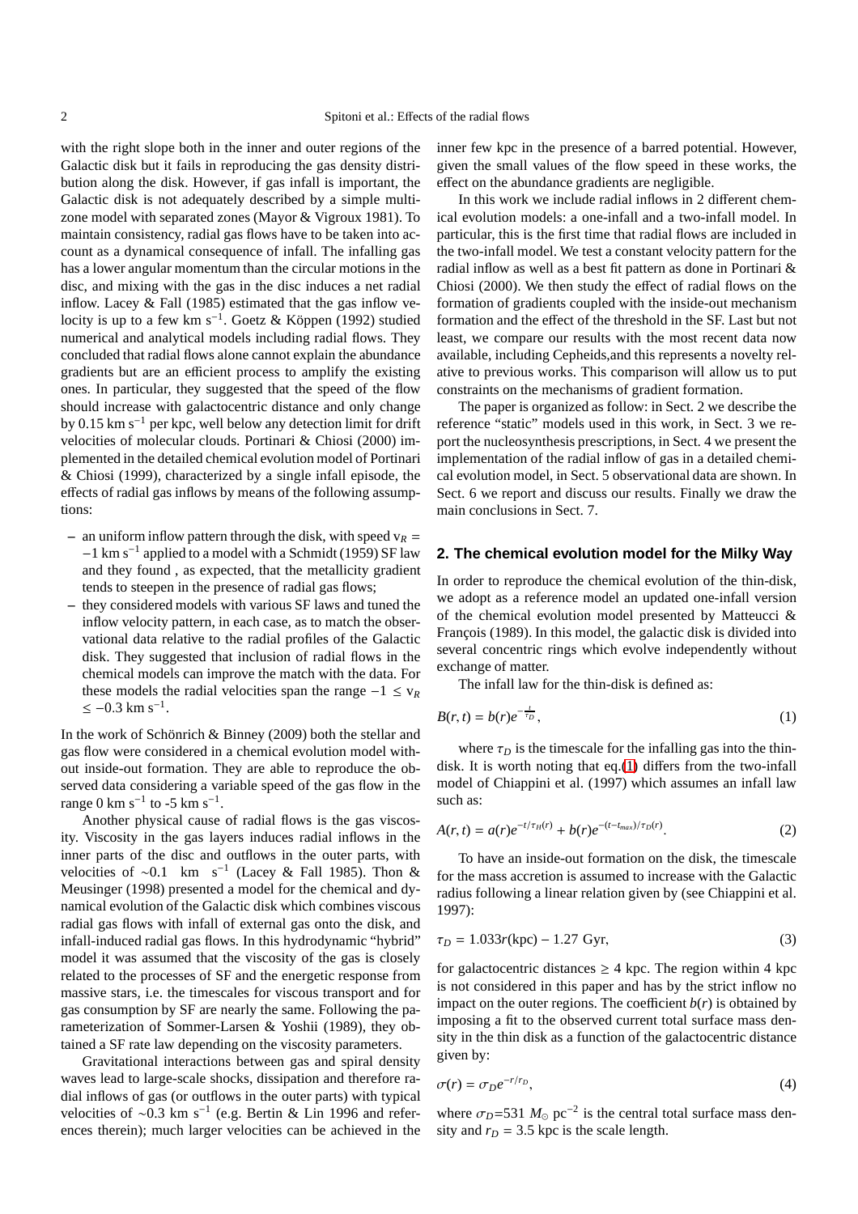with the right slope both in the inner and outer regions of the Galactic disk but it fails in reproducing the gas density distribution along the disk. However, if gas infall is important, the Galactic disk is not adequately described by a simple multi-zone model with separated zones (Mayor & Vigroux 1981). To maintain consistency, radial gas flows have to be taken into account as a dynamical consequence of infall. The infalling gas has a lower angular momentum than the circular motions in the disc, and mixing with the gas in the disc induces a net radial inflow. Lacey & Fall (1985) estimated that the gas inflow velocity is up to a few km $s^{-1}$. Goetz & Köppen (1992) studied numerical and analytical models including radial flows. They concluded that radial flows alone cannot explain the abundance gradients but are an efficient process to amplify the existing ones. In particular, they suggested that the speed of the flow should increase with galactocentric distance and only change by 0.15 km $s^{-1}$ per kpc, well below any detection limit for drift velocities of molecular clouds. Portinari & Chiosi (2000) implemented in the detailed chemical evolution model of Portinari & Chiosi (1999), characterized by a single infall episode, the effects of radial gas inflows by means of the following assumptions:

- an uniform inflow pattern through the disk, with speed $v_R = -1$ km $s^{-1}$ applied to a model with a Schmidt (1959) SF law and they found , as expected, that the metallicity gradient tends to steepen in the presence of radial gas flows;
- they considered models with various SF laws and tuned the inflow velocity pattern, in each case, as to match the observational data relative to the radial profiles of the Galactic disk. They suggested that inclusion of radial flows in the chemical models can improve the match with the data. For these models the radial velocities span the range $-1 \leq v_R \leq -0.3$ km $s^{-1}$.

In the work of Schönrich & Binney (2009) both the stellar and gas flow were considered in a chemical evolution model without inside-out formation. They are able to reproduce the observed data considering a variable speed of the gas flow in the range 0 km $s^{-1}$ to -5 km $s^{-1}$.

Another physical cause of radial flows is the gas viscosity. Viscosity in the gas layers induces radial inflows in the inner parts of the disc and outflows in the outer parts, with velocities of ∼0.1 km $s^{-1}$ (Lacey & Fall 1985). Thon & Meusinger (1998) presented a model for the chemical and dynamical evolution of the Galactic disk which combines viscous radial gas flows with infall of external gas onto the disk, and infall-induced radial gas flows. In this hydrodynamic "hybrid" model it was assumed that the viscosity of the gas is closely related to the processes of SF and the energetic response from massive stars, i.e. the timescales for viscous transport and for gas consumption by SF are nearly the same. Following the parameterization of Sommer-Larsen & Yoshii (1989), they obtained a SF rate law depending on the viscosity parameters.

Gravitational interactions between gas and spiral density waves lead to large-scale shocks, dissipation and therefore radial inflows of gas (or outflows in the outer parts) with typical velocities of ∼0.3 km $s^{-1}$ (e.g. Bertin & Lin 1996 and references therein); much larger velocities can be achieved in the inner few kpc in the presence of a barred potential. However, given the small values of the flow speed in these works, the effect on the abundance gradients are negligible.

In this work we include radial inflows in 2 different chemical evolution models: a one-infall and a two-infall model. In particular, this is the first time that radial flows are included in the two-infall model. We test a constant velocity pattern for the radial inflow as well as a best fit pattern as done in Portinari & Chiosi (2000). We then study the effect of radial flows on the formation of gradients coupled with the inside-out mechanism formation and the effect of the threshold in the SF. Last but not least, we compare our results with the most recent data now available, including Cepheids,and this represents a novelty relative to previous works. This comparison will allow us to put constraints on the mechanisms of gradient formation.

The paper is organized as follow: in Sect. 2 we describe the reference "static" models used in this work, in Sect. 3 we report the nucleosynthesis prescriptions, in Sect. 4 we present the implementation of the radial inflow of gas in a detailed chemical evolution model, in Sect. 5 observational data are shown. In Sect. 6 we report and discuss our results. Finally we draw the main conclusions in Sect. 7.

## 2. The chemical evolution model for the Milky Way

In order to reproduce the chemical evolution of the thin-disk, we adopt as a reference model an updated one-infall version of the chemical evolution model presented by Matteucci & François (1989). In this model, the galactic disk is divided into several concentric rings which evolve independently without exchange of matter.

The infall law for the thin-disk is defined as:

$$B(r,t) = b(r)e^{-\frac{t}{\tau_D}}, \tag{1}$$

where $\tau_D$ is the timescale for the infalling gas into the thin-disk. It is worth noting that eq.(1) differs from the two-infall model of Chiappini et al. (1997) which assumes an infall law such as:

$$A(r,t) = a(r)e^{-t/\tau_H(r)} + b(r)e^{-(t-t_{max})/\tau_D(r)}. \tag{2}$$

To have an inside-out formation on the disk, the timescale for the mass accretion is assumed to increase with the Galactic radius following a linear relation given by (see Chiappini et al. 1997):

$$\tau_D = 1.033r(\text{kpc}) - 1.27 \text{ Gyr}, \tag{3}$$

for galactocentric distances $\geq 4$ kpc. The region within 4 kpc is not considered in this paper and has by the strict inflow no impact on the outer regions. The coefficient $b(r)$ is obtained by imposing a fit to the observed current total surface mass density in the thin disk as a function of the galactocentric distance given by:

$$\sigma(r) = \sigma_D e^{-r/r_D}, \tag{4}$$

where $\sigma_D$=531 $M_\odot$ $pc^{-2}$ is the central total surface mass density and $r_D$ = 3.5 kpc is the scale length.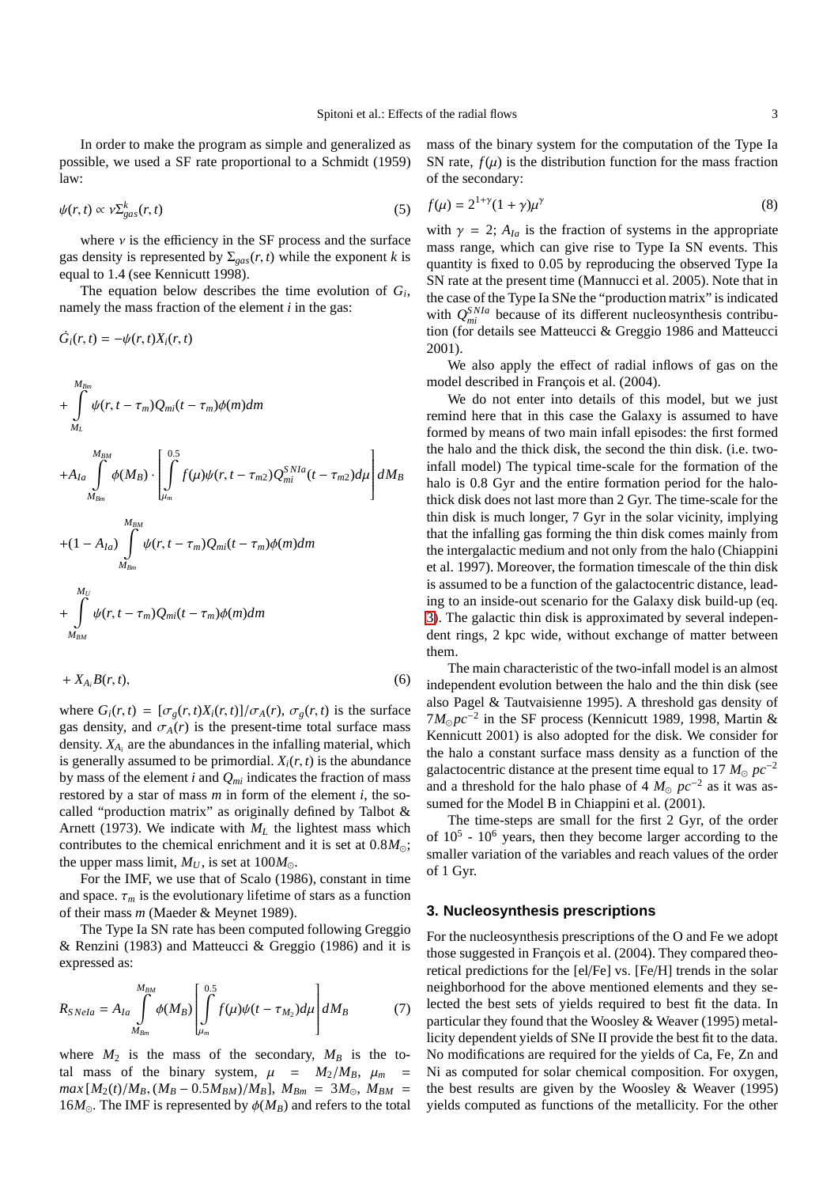In order to make the program as simple and generalized as possible, we used a SF rate proportional to a Schmidt (1959) law:

$$\psi(r,t) \propto \nu \Sigma_{gas}^{k}(r,t) \tag{5}$$

where $\nu$ is the efficiency in the SF process and the surface gas density is represented by $\Sigma_{gas}(r,t)$ while the exponent $k$ is equal to 1.4 (see Kennicutt 1998).

The equation below describes the time evolution of $G_i$, namely the mass fraction of the element $i$ in the gas:

$$\begin{aligned}
\dot{G}_i(r,t) = & -\psi(r,t)X_i(r,t) \\
& + \int_{M_L}^{M_{Bm}} \psi(r,t-\tau_m)Q_{mi}(t-\tau_m)\phi(m)dm \\
& + A_{Ia}\int_{M_{Bm}}^{M_{BM}} \phi(M_B)\cdot\left[\int_{\mu_m}^{0.5} f(\mu)\psi(r,t-\tau_{m2})Q_{mi}^{SNIa}(t-\tau_{m2})d\mu\right]dM_B \\
& + (1-A_{Ia})\int_{M_{Bm}}^{M_{BM}} \psi(r,t-\tau_m)Q_{mi}(t-\tau_m)\phi(m)dm \\
& + \int_{M_{BM}}^{M_U} \psi(r,t-\tau_m)Q_{mi}(t-\tau_m)\phi(m)dm \\
& + X_{A_i}B(r,t),
\end{aligned} \tag{6}$$

where $G_i(r,t) = [\sigma_g(r,t)X_i(r,t)]/\sigma_A(r)$, $\sigma_g(r,t)$ is the surface gas density, and $\sigma_A(r)$ is the present-time total surface mass density. $X_{A_i}$ are the abundances in the infalling material, which is generally assumed to be primordial. $X_i(r,t)$ is the abundance by mass of the element $i$ and $Q_{mi}$ indicates the fraction of mass restored by a star of mass $m$ in form of the element $i$, the so-called "production matrix" as originally defined by Talbot & Arnett (1973). We indicate with $M_L$ the lightest mass which contributes to the chemical enrichment and it is set at $0.8M_\odot$; the upper mass limit, $M_U$, is set at $100M_\odot$.

For the IMF, we use that of Scalo (1986), constant in time and space. $\tau_m$ is the evolutionary lifetime of stars as a function of their mass $m$ (Maeder & Meynet 1989).

The Type Ia SN rate has been computed following Greggio & Renzini (1983) and Matteucci & Greggio (1986) and it is expressed as:

$$R_{SNeIa} = A_{Ia}\int_{M_{Bm}}^{M_{BM}} \phi(M_B)\left[\int_{\mu_m}^{0.5} f(\mu)\psi(t-\tau_{M_2})d\mu\right]dM_B \tag{7}$$

where $M_2$ is the mass of the secondary, $M_B$ is the total mass of the binary system, $\mu = M_2/M_B$, $\mu_m = max[M_2(t)/M_B, (M_B - 0.5M_{BM})/M_B]$, $M_{Bm} = 3M_\odot$, $M_{BM} = 16M_\odot$. The IMF is represented by $\phi(M_B)$ and refers to the total mass of the binary system for the computation of the Type Ia SN rate, $f(\mu)$ is the distribution function for the mass fraction of the secondary:

$$f(\mu) = 2^{1+\gamma}(1+\gamma)\mu^{\gamma} \tag{8}$$

with $\gamma = 2$; $A_{Ia}$ is the fraction of systems in the appropriate mass range, which can give rise to Type Ia SN events. This quantity is fixed to 0.05 by reproducing the observed Type Ia SN rate at the present time (Mannucci et al. 2005). Note that in the case of the Type Ia SNe the "production matrix" is indicated with $Q_{mi}^{SNIa}$ because of its different nucleosynthesis contribution (for details see Matteucci & Greggio 1986 and Matteucci 2001).

We also apply the effect of radial inflows of gas on the model described in François et al. (2004).

We do not enter into details of this model, but we just remind here that in this case the Galaxy is assumed to have formed by means of two main infall episodes: the first formed the halo and the thick disk, the second the thin disk. (i.e. two-infall model) The typical time-scale for the formation of the halo is 0.8 Gyr and the entire formation period for the halo-thick disk does not last more than 2 Gyr. The time-scale for the thin disk is much longer, 7 Gyr in the solar vicinity, implying that the infalling gas forming the thin disk comes mainly from the intergalactic medium and not only from the halo (Chiappini et al. 1997). Moreover, the formation timescale of the thin disk is assumed to be a function of the galactocentric distance, leading to an inside-out scenario for the Galaxy disk build-up (eq. 3). The galactic thin disk is approximated by several independent rings, 2 kpc wide, without exchange of matter between them.

The main characteristic of the two-infall model is an almost independent evolution between the halo and the thin disk (see also Pagel & Tautvaisienne 1995). A threshold gas density of $7M_\odot pc^{-2}$ in the SF process (Kennicutt 1989, 1998, Martin & Kennicutt 2001) is also adopted for the disk. We consider for the halo a constant surface mass density as a function of the galactocentric distance at the present time equal to 17 $M_\odot$ $pc^{-2}$ and a threshold for the halo phase of 4 $M_\odot$ $pc^{-2}$ as it was assumed for the Model B in Chiappini et al. (2001).

The time-steps are small for the first 2 Gyr, of the order of $10^5$ - $10^6$ years, then they become larger according to the smaller variation of the variables and reach values of the order of 1 Gyr.

## 3. Nucleosynthesis prescriptions

For the nucleosynthesis prescriptions of the O and Fe we adopt those suggested in François et al. (2004). They compared theoretical predictions for the [el/Fe] vs. [Fe/H] trends in the solar neighborhood for the above mentioned elements and they selected the best sets of yields required to best fit the data. In particular they found that the Woosley & Weaver (1995) metallicity dependent yields of SNe II provide the best fit to the data. No modifications are required for the yields of Ca, Fe, Zn and Ni as computed for solar chemical composition. For oxygen, the best results are given by the Woosley & Weaver (1995) yields computed as functions of the metallicity. For the other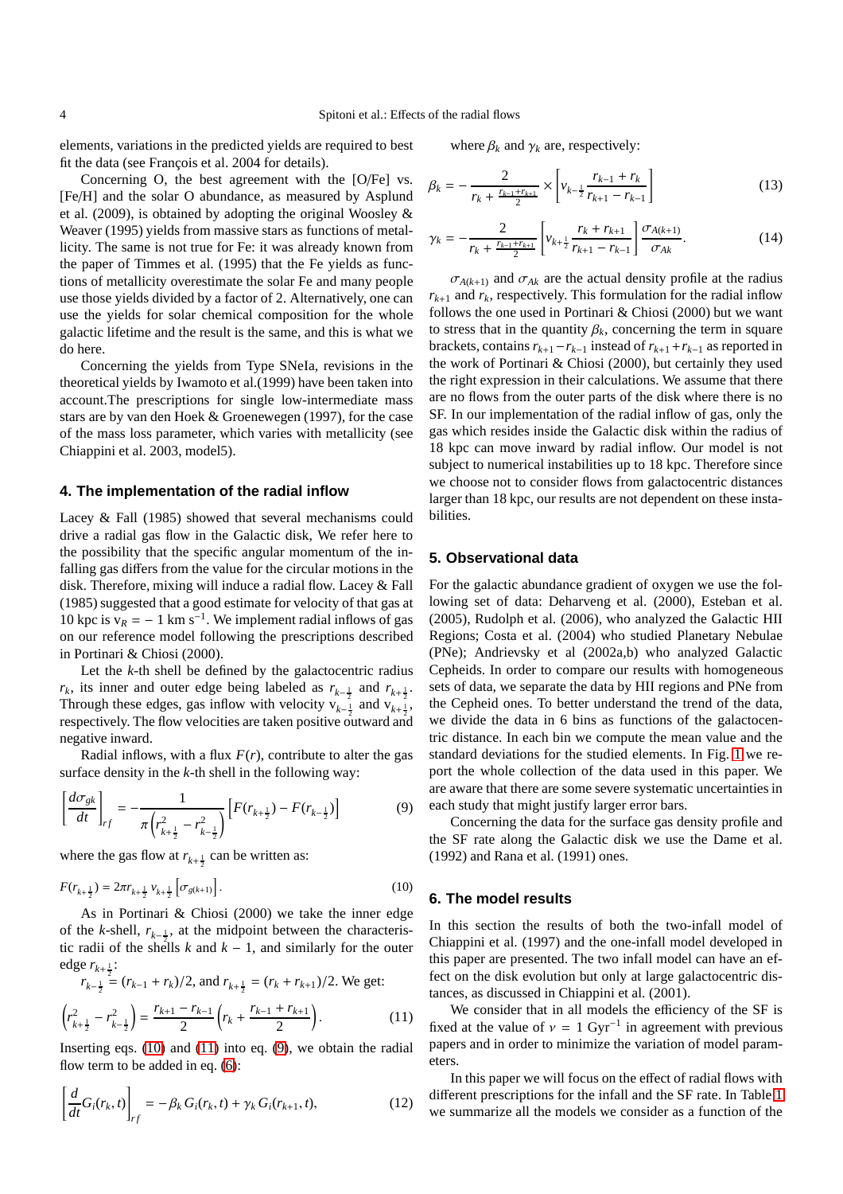elements, variations in the predicted yields are required to best fit the data (see François et al. 2004 for details).

Concerning O, the best agreement with the [O/Fe] vs. [Fe/H] and the solar O abundance, as measured by Asplund et al. (2009), is obtained by adopting the original Woosley & Weaver (1995) yields from massive stars as functions of metallicity. The same is not true for Fe: it was already known from the paper of Timmes et al. (1995) that the Fe yields as functions of metallicity overestimate the solar Fe and many people use those yields divided by a factor of 2. Alternatively, one can use the yields for solar chemical composition for the whole galactic lifetime and the result is the same, and this is what we do here.

Concerning the yields from Type SNeIa, revisions in the theoretical yields by Iwamoto et al.(1999) have been taken into account.The prescriptions for single low-intermediate mass stars are by van den Hoek & Groenewegen (1997), for the case of the mass loss parameter, which varies with metallicity (see Chiappini et al. 2003, model5).

## 4. The implementation of the radial inflow

Lacey & Fall (1985) showed that several mechanisms could drive a radial gas flow in the Galactic disk, We refer here to the possibility that the specific angular momentum of the infalling gas differs from the value for the circular motions in the disk. Therefore, mixing will induce a radial flow. Lacey & Fall (1985) suggested that a good estimate for velocity of that gas at 10 kpc is $v_R = -1$ km s$^{-1}$. We implement radial inflows of gas on our reference model following the prescriptions described in Portinari & Chiosi (2000).

Let the $k$-th shell be defined by the galactocentric radius $r_k$, its inner and outer edge being labeled as $r_{k-\frac{1}{2}}$ and $r_{k+\frac{1}{2}}$. Through these edges, gas inflow with velocity $v_{k-\frac{1}{2}}$ and $v_{k+\frac{1}{2}}$, respectively. The flow velocities are taken positive outward and negative inward.

Radial inflows, with a flux $F(r)$, contribute to alter the gas surface density in the $k$-th shell in the following way:

$$\left[\frac{d\sigma_{gk}}{dt}\right]_{rf} = -\frac{1}{\pi\left(r^2_{k+\frac{1}{2}} - r^2_{k-\frac{1}{2}}\right)}\left[F(r_{k+\frac{1}{2}}) - F(r_{k-\frac{1}{2}})\right] \tag{9}$$

where the gas flow at $r_{k+\frac{1}{2}}$ can be written as:

$$F(r_{k+\frac{1}{2}}) = 2\pi r_{k+\frac{1}{2}}\, v_{k+\frac{1}{2}}\left[\sigma_{g(k+1)}\right]. \tag{10}$$

As in Portinari & Chiosi (2000) we take the inner edge of the $k$-shell, $r_{k-\frac{1}{2}}$, at the midpoint between the characteristic radii of the shells $k$ and $k-1$, and similarly for the outer edge $r_{k+\frac{1}{2}}$:

$r_{k-\frac{1}{2}} = (r_{k-1} + r_k)/2$, and $r_{k+\frac{1}{2}} = (r_k + r_{k+1})/2$. We get:

$$\left(r^2_{k+\frac{1}{2}} - r^2_{k-\frac{1}{2}}\right) = \frac{r_{k+1} - r_{k-1}}{2}\left(r_k + \frac{r_{k-1} + r_{k+1}}{2}\right). \tag{11}$$

Inserting eqs. (10) and (11) into eq. (9), we obtain the radial flow term to be added in eq. (6):

$$\left[\frac{d}{dt}G_i(r_k,t)\right]_{rf} = -\beta_k\, G_i(r_k,t) + \gamma_k\, G_i(r_{k+1},t), \tag{12}$$

where $\beta_k$ and $\gamma_k$ are, respectively:

$$\beta_k = -\frac{2}{r_k + \frac{r_{k-1}+r_{k+1}}{2}} \times \left[v_{k-\frac{1}{2}}\frac{r_{k-1} + r_k}{r_{k+1} - r_{k-1}}\right] \tag{13}$$

$$\gamma_k = -\frac{2}{r_k + \frac{r_{k-1}+r_{k+1}}{2}}\left[v_{k+\frac{1}{2}}\frac{r_k + r_{k+1}}{r_{k+1} - r_{k-1}}\right]\frac{\sigma_{A(k+1)}}{\sigma_{Ak}}. \tag{14}$$

$\sigma_{A(k+1)}$ and $\sigma_{Ak}$ are the actual density profile at the radius $r_{k+1}$ and $r_k$, respectively. This formulation for the radial inflow follows the one used in Portinari & Chiosi (2000) but we want to stress that in the quantity $\beta_k$, concerning the term in square brackets, contains $r_{k+1} - r_{k-1}$ instead of $r_{k+1} + r_{k-1}$ as reported in the work of Portinari & Chiosi (2000), but certainly they used the right expression in their calculations. We assume that there are no flows from the outer parts of the disk where there is no SF. In our implementation of the radial inflow of gas, only the gas which resides inside the Galactic disk within the radius of 18 kpc can move inward by radial inflow. Our model is not subject to numerical instabilities up to 18 kpc. Therefore since we choose not to consider flows from galactocentric distances larger than 18 kpc, our results are not dependent on these instabilities.

## 5. Observational data

For the galactic abundance gradient of oxygen we use the following set of data: Deharveng et al. (2000), Esteban et al. (2005), Rudolph et al. (2006), who analyzed the Galactic HII Regions; Costa et al. (2004) who studied Planetary Nebulae (PNe); Andrievsky et al (2002a,b) who analyzed Galactic Cepheids. In order to compare our results with homogeneous sets of data, we separate the data by HII regions and PNe from the Cepheid ones. To better understand the trend of the data, we divide the data in 6 bins as functions of the galactocentric distance. In each bin we compute the mean value and the standard deviations for the studied elements. In Fig. 1 we report the whole collection of the data used in this paper. We are aware that there are some severe systematic uncertainties in each study that might justify larger error bars.

Concerning the data for the surface gas density profile and the SF rate along the Galactic disk we use the Dame et al. (1992) and Rana et al. (1991) ones.

## 6. The model results

In this section the results of both the two-infall model of Chiappini et al. (1997) and the one-infall model developed in this paper are presented. The two infall model can have an effect on the disk evolution but only at large galactocentric distances, as discussed in Chiappini et al. (2001).

We consider that in all models the efficiency of the SF is fixed at the value of $\nu = 1$ Gyr$^{-1}$ in agreement with previous papers and in order to minimize the variation of model parameters.

In this paper we will focus on the effect of radial flows with different prescriptions for the infall and the SF rate. In Table 1 we summarize all the models we consider as a function of the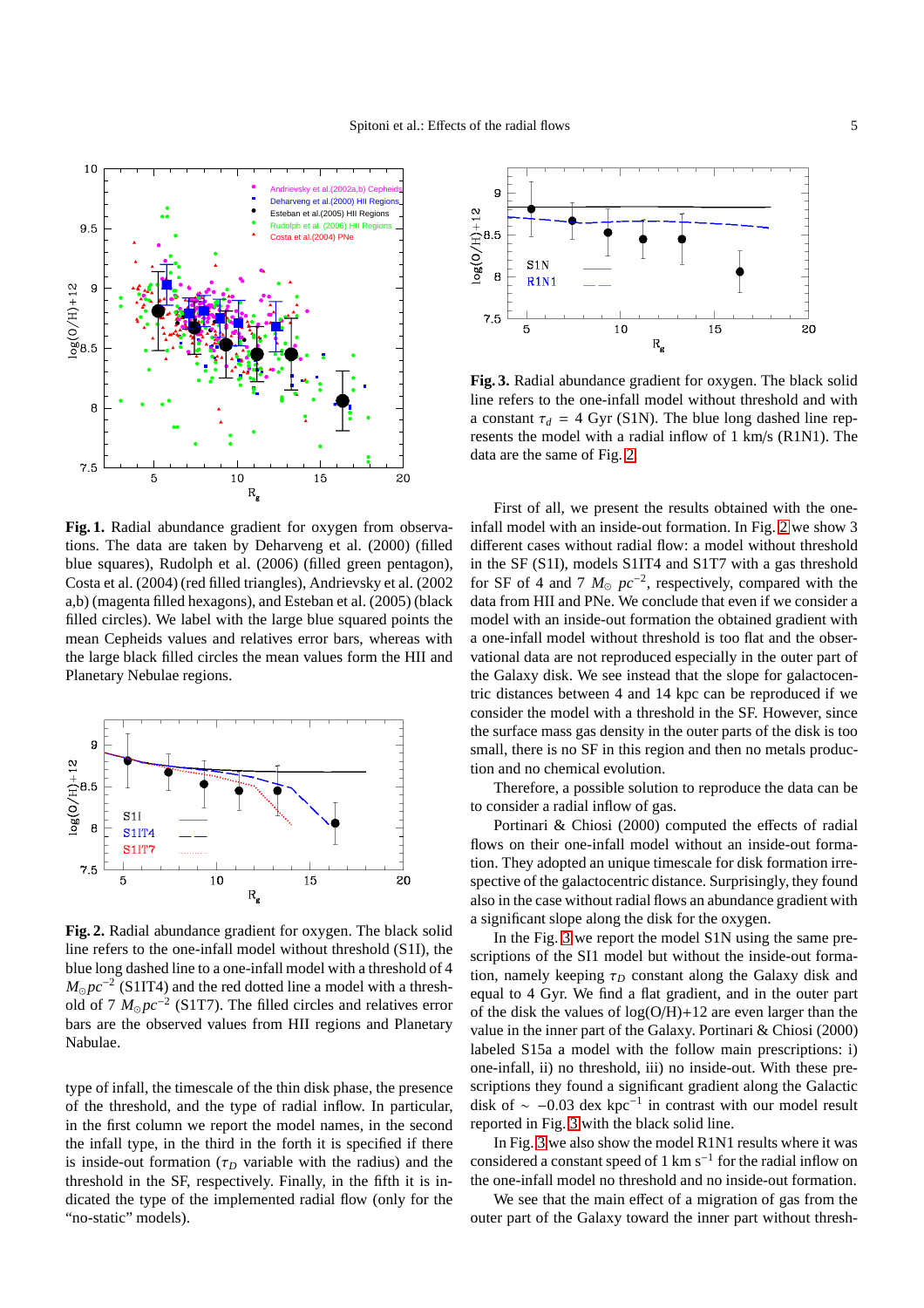**Fig. 1.** Radial abundance gradient for oxygen from observations. The data are taken by Deharveng et al. (2000) (filled blue squares), Rudolph et al. (2006) (filled green pentagon), Costa et al. (2004) (red filled triangles), Andrievsky et al. (2002 a,b) (magenta filled hexagons), and Esteban et al. (2005) (black filled circles). We label with the large blue squared points the mean Cepheids values and relatives error bars, whereas with the large black filled circles the mean values form the HII and Planetary Nebulae regions.

**Fig. 2.** Radial abundance gradient for oxygen. The black solid line refers to the one-infall model without threshold (S1I), the blue long dashed line to a one-infall model with a threshold of 4 $M_{\odot} pc^{-2}$ (S1IT4) and the red dotted line a model with a threshold of 7 $M_{\odot} pc^{-2}$ (S1IT7). The filled circles and relatives error bars are the observed values from HII regions and Planetary Nebulae.

type of infall, the timescale of the thin disk phase, the presence of the threshold, and the type of radial inflow. In particular, in the first column we report the model names, in the second the infall type, in the third in the forth it is specified if there is inside-out formation ($\tau_D$ variable with the radius) and the threshold in the SF, respectively. Finally, in the fifth it is indicated the type of the implemented radial flow (only for the "no-static" models).

**Fig. 3.** Radial abundance gradient for oxygen. The black solid line refers to the one-infall model without threshold and with a constant $\tau_d$ = 4 Gyr (S1N). The blue long dashed line represents the model with a radial inflow of 1 km/s (R1N1). The data are the same of Fig. 2.

First of all, we present the results obtained with the one-infall model with an inside-out formation. In Fig. 2 we show 3 different cases without radial flow: a model without threshold in the SF (S1I), models S1IT4 and S1T7 with a gas threshold for SF of 4 and 7 $M_{\odot}$ $pc^{-2}$, respectively, compared with the data from HII and PNe. We conclude that even if we consider a model with an inside-out formation the obtained gradient with a one-infall model without threshold is too flat and the observational data are not reproduced especially in the outer part of the Galaxy disk. We see instead that the slope for galactocentric distances between 4 and 14 kpc can be reproduced if we consider the model with a threshold in the SF. However, since the surface mass gas density in the outer parts of the disk is too small, there is no SF in this region and then no metals production and no chemical evolution.

Therefore, a possible solution to reproduce the data can be to consider a radial inflow of gas.

Portinari & Chiosi (2000) computed the effects of radial flows on their one-infall model without an inside-out formation. They adopted an unique timescale for disk formation irrespective of the galactocentric distance. Surprisingly, they found also in the case without radial flows an abundance gradient with a significant slope along the disk for the oxygen.

In the Fig. 3 we report the model S1N using the same prescriptions of the SI1 model but without the inside-out formation, namely keeping $\tau_D$ constant along the Galaxy disk and equal to 4 Gyr. We find a flat gradient, and in the outer part of the disk the values of log(O/H)+12 are even larger than the value in the inner part of the Galaxy. Portinari & Chiosi (2000) labeled S15a a model with the follow main prescriptions: i) one-infall, ii) no threshold, iii) no inside-out. With these prescriptions they found a significant gradient along the Galactic disk of $\sim$ $-0.03$ dex kpc$^{-1}$ in contrast with our model result reported in Fig. 3 with the black solid line.

In Fig. 3 we also show the model R1N1 results where it was considered a constant speed of 1 km s$^{-1}$ for the radial inflow on the one-infall model no threshold and no inside-out formation.

We see that the main effect of a migration of gas from the outer part of the Galaxy toward the inner part without thresh-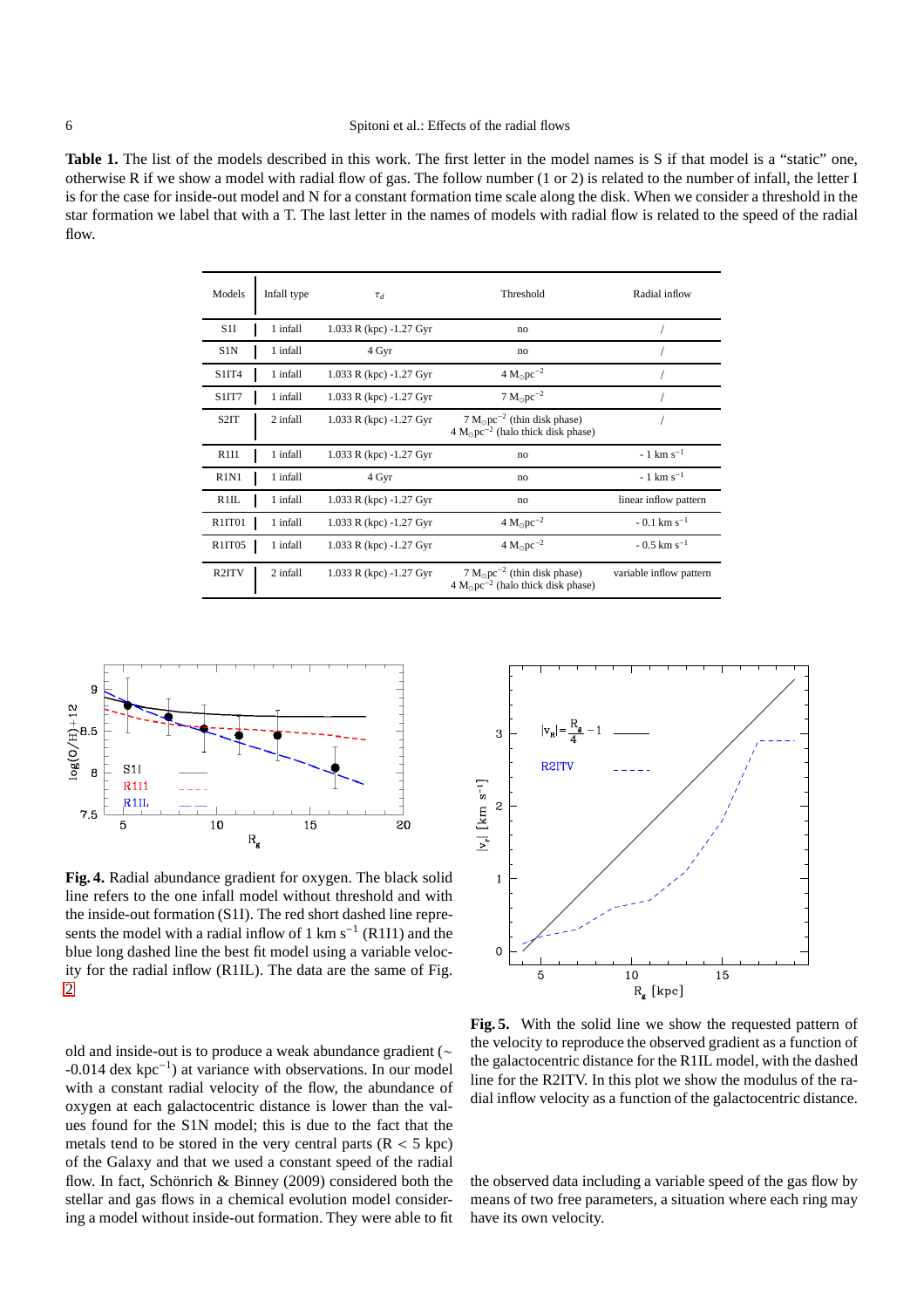**Table 1.** The list of the models described in this work. The first letter in the model names is S if that model is a "static" one, otherwise R if we show a model with radial flow of gas. The follow number (1 or 2) is related to the number of infall, the letter I is for the case for inside-out model and N for a constant formation time scale along the disk. When we consider a threshold in the star formation we label that with a T. The last letter in the names of models with radial flow is related to the speed of the radial flow.

| Models | Infall type | $\tau_d$ | Threshold | Radial inflow |
|---|---|---|---|---|
| S1I | 1 infall | 1.033 R (kpc) -1.27 Gyr | no | / |
| S1N | 1 infall | 4 Gyr | no | / |
| S1IT4 | 1 infall | 1.033 R (kpc) -1.27 Gyr | 4 $M_\odot pc^{-2}$ | / |
| S1IT7 | 1 infall | 1.033 R (kpc) -1.27 Gyr | 7 $M_\odot pc^{-2}$ | / |
| S2IT | 2 infall | 1.033 R (kpc) -1.27 Gyr | 7 $M_\odot pc^{-2}$ (thin disk phase) 4 $M_\odot pc^{-2}$ (halo thick disk phase) | / |
| R1I1 | 1 infall | 1.033 R (kpc) -1.27 Gyr | no | - 1 km $s^{-1}$ |
| R1N1 | 1 infall | 4 Gyr | no | - 1 km $s^{-1}$ |
| R1IL | 1 infall | 1.033 R (kpc) -1.27 Gyr | no | linear inflow pattern |
| R1IT01 | 1 infall | 1.033 R (kpc) -1.27 Gyr | 4 $M_\odot pc^{-2}$ | - 0.1 km $s^{-1}$ |
| R1IT05 | 1 infall | 1.033 R (kpc) -1.27 Gyr | 4 $M_\odot pc^{-2}$ | - 0.5 km $s^{-1}$ |
| R2ITV | 2 infall | 1.033 R (kpc) -1.27 Gyr | 7 $M_\odot pc^{-2}$ (thin disk phase) 4 $M_\odot pc^{-2}$ (halo thick disk phase) | variable inflow pattern |

**Fig. 4.** Radial abundance gradient for oxygen. The black solid line refers to the one infall model without threshold and with the inside-out formation (S1I). The red short dashed line represents the model with a radial inflow of 1 km $s^{-1}$ (R1I1) and the blue long dashed line the best fit model using a variable velocity for the radial inflow (R1IL). The data are the same of Fig. 2

**Fig. 5.** With the solid line we show the requested pattern of the velocity to reproduce the observed gradient as a function of the galactocentric distance for the R1IL model, with the dashed line for the R2ITV. In this plot we show the modulus of the radial inflow velocity as a function of the galactocentric distance.

old and inside-out is to produce a weak abundance gradient (~ -0.014 dex $kpc^{-1}$) at variance with observations. In our model with a constant radial velocity of the flow, the abundance of oxygen at each galactocentric distance is lower than the values found for the S1N model; this is due to the fact that the metals tend to be stored in the very central parts (R < 5 kpc) of the Galaxy and that we used a constant speed of the radial flow. In fact, Schönrich & Binney (2009) considered both the stellar and gas flows in a chemical evolution model considering a model without inside-out formation. They were able to fit the observed data including a variable speed of the gas flow by means of two free parameters, a situation where each ring may have its own velocity.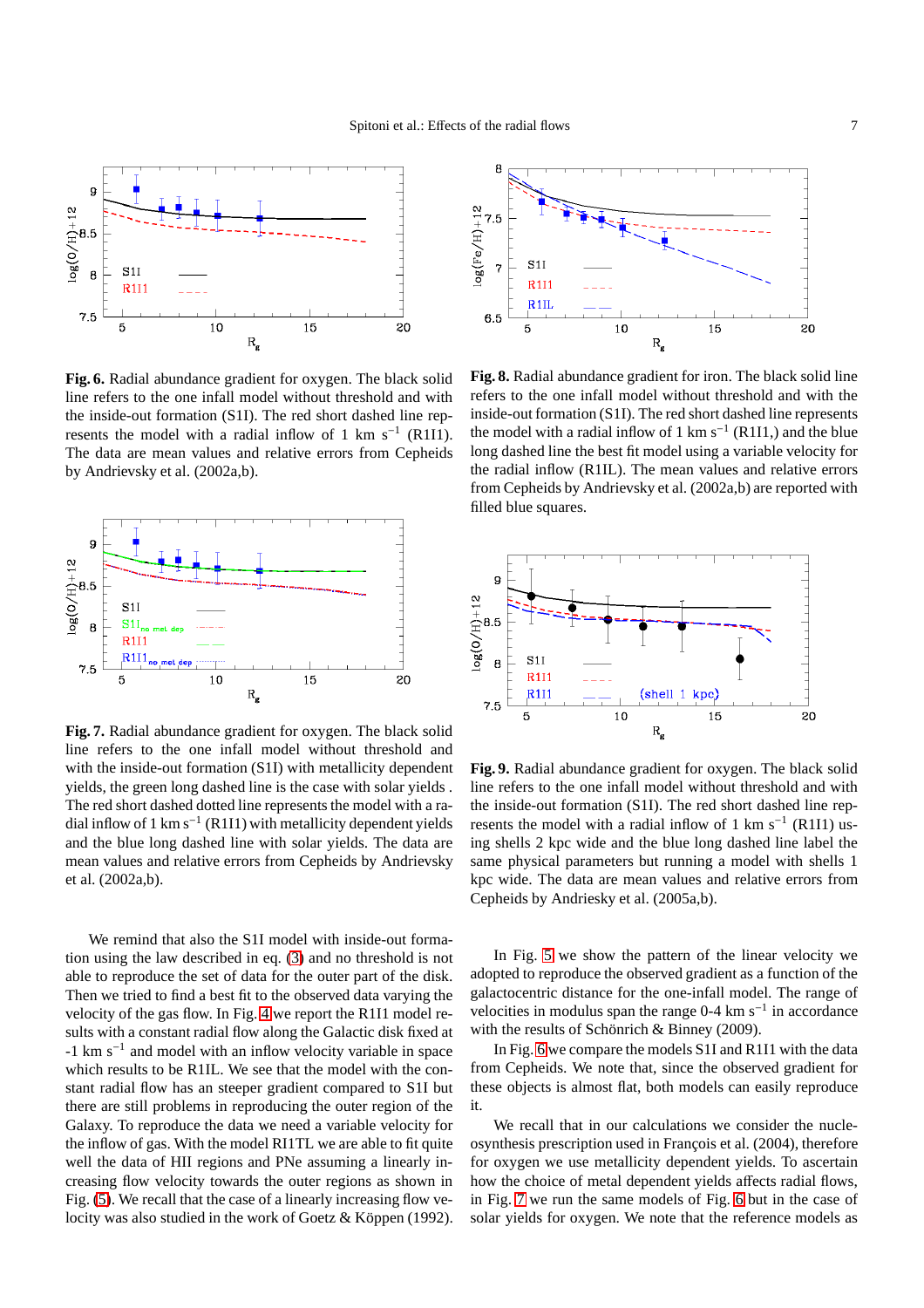**Fig. 6.** Radial abundance gradient for oxygen. The black solid line refers to the one infall model without threshold and with the inside-out formation (S1I). The red short dashed line represents the model with a radial inflow of 1 km s$^{-1}$ (R1I1). The data are mean values and relative errors from Cepheids by Andrievsky et al. (2002a,b).

**Fig. 7.** Radial abundance gradient for oxygen. The black solid line refers to the one infall model without threshold and with the inside-out formation (S1I) with metallicity dependent yields, the green long dashed line is the case with solar yields . The red short dashed dotted line represents the model with a radial inflow of 1 km s$^{-1}$ (R1I1) with metallicity dependent yields and the blue long dashed line with solar yields. The data are mean values and relative errors from Cepheids by Andrievsky et al. (2002a,b).

We remind that also the S1I model with inside-out formation using the law described in eq. (3) and no threshold is not able to reproduce the set of data for the outer part of the disk. Then we tried to find a best fit to the observed data varying the velocity of the gas flow. In Fig. 4 we report the R1I1 model results with a constant radial flow along the Galactic disk fixed at -1 km s$^{-1}$ and model with an inflow velocity variable in space which results to be R1IL. We see that the model with the constant radial flow has an steeper gradient compared to S1I but there are still problems in reproducing the outer region of the Galaxy. To reproduce the data we need a variable velocity for the inflow of gas. With the model RI1TL we are able to fit quite well the data of HII regions and PNe assuming a linearly increasing flow velocity towards the outer regions as shown in Fig. (5). We recall that the case of a linearly increasing flow velocity was also studied in the work of Goetz & Köppen (1992).

**Fig. 8.** Radial abundance gradient for iron. The black solid line refers to the one infall model without threshold and with the inside-out formation (S1I). The red short dashed line represents the model with a radial inflow of 1 km s$^{-1}$ (R1I1,) and the blue long dashed line the best fit model using a variable velocity for the radial inflow (R1IL). The mean values and relative errors from Cepheids by Andrievsky et al. (2002a,b) are reported with filled blue squares.

**Fig. 9.** Radial abundance gradient for oxygen. The black solid line refers to the one infall model without threshold and with the inside-out formation (S1I). The red short dashed line represents the model with a radial inflow of 1 km s$^{-1}$ (R1I1) using shells 2 kpc wide and the blue long dashed line label the same physical parameters but running a model with shells 1 kpc wide. The data are mean values and relative errors from Cepheids by Andriesky et al. (2005a,b).

In Fig. 5 we show the pattern of the linear velocity we adopted to reproduce the observed gradient as a function of the galactocentric distance for the one-infall model. The range of velocities in modulus span the range 0-4 km s$^{-1}$ in accordance with the results of Schönrich & Binney (2009).

In Fig. 6 we compare the models S1I and R1I1 with the data from Cepheids. We note that, since the observed gradient for these objects is almost flat, both models can easily reproduce it.

We recall that in our calculations we consider the nucleosynthesis prescription used in François et al. (2004), therefore for oxygen we use metallicity dependent yields. To ascertain how the choice of metal dependent yields affects radial flows, in Fig. 7 we run the same models of Fig. 6 but in the case of solar yields for oxygen. We note that the reference models as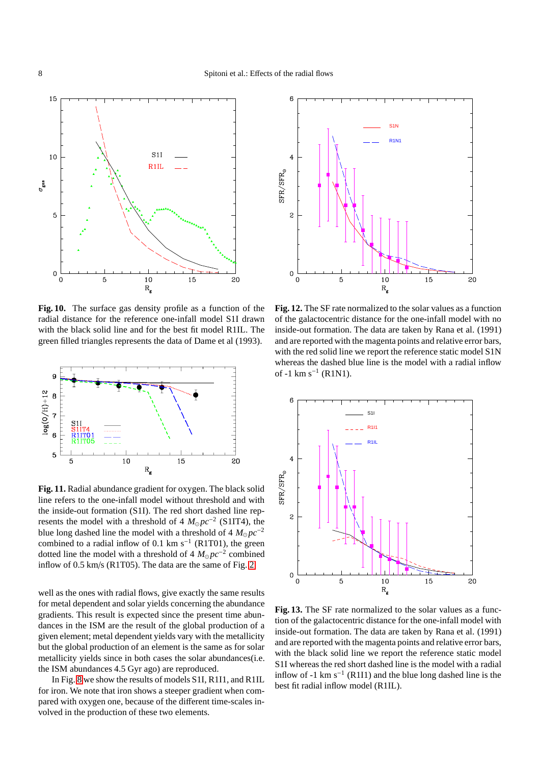**Fig. 10.** The surface gas density profile as a function of the radial distance for the reference one-infall model S1I drawn with the black solid line and for the best fit model R1IL. The green filled triangles represents the data of Dame et al (1993).

**Fig. 11.** Radial abundance gradient for oxygen. The black solid line refers to the one-infall model without threshold and with the inside-out formation (S1I). The red short dashed line represents the model with a threshold of 4 $M_{\odot} pc^{-2}$ (S1IT4), the blue long dashed line the model with a threshold of 4 $M_{\odot} pc^{-2}$ combined to a radial inflow of 0.1 km s$^{-1}$ (R1T01), the green dotted line the model with a threshold of 4 $M_{\odot} pc^{-2}$ combined inflow of 0.5 km/s (R1T05). The data are the same of Fig. 2.

well as the ones with radial flows, give exactly the same results for metal dependent and solar yields concerning the abundance gradients. This result is expected since the present time abundances in the ISM are the result of the global production of a given element; metal dependent yields vary with the metallicity but the global production of an element is the same as for solar metallicity yields since in both cases the solar abundances(i.e. the ISM abundances 4.5 Gyr ago) are reproduced.

In Fig. 8 we show the results of models S1I, R1I1, and R1IL for iron. We note that iron shows a steeper gradient when compared with oxygen one, because of the different time-scales involved in the production of these two elements.

**Fig. 12.** The SF rate normalized to the solar values as a function of the galactocentric distance for the one-infall model with no inside-out formation. The data are taken by Rana et al. (1991) and are reported with the magenta points and relative error bars, with the red solid line we report the reference static model S1N whereas the dashed blue line is the model with a radial inflow of -1 km s$^{-1}$ (R1N1).

**Fig. 13.** The SF rate normalized to the solar values as a function of the galactocentric distance for the one-infall model with inside-out formation. The data are taken by Rana et al. (1991) and are reported with the magenta points and relative error bars, with the black solid line we report the reference static model S1I whereas the red short dashed line is the model with a radial inflow of -1 km s$^{-1}$ (R1I1) and the blue long dashed line is the best fit radial inflow model (R1IL).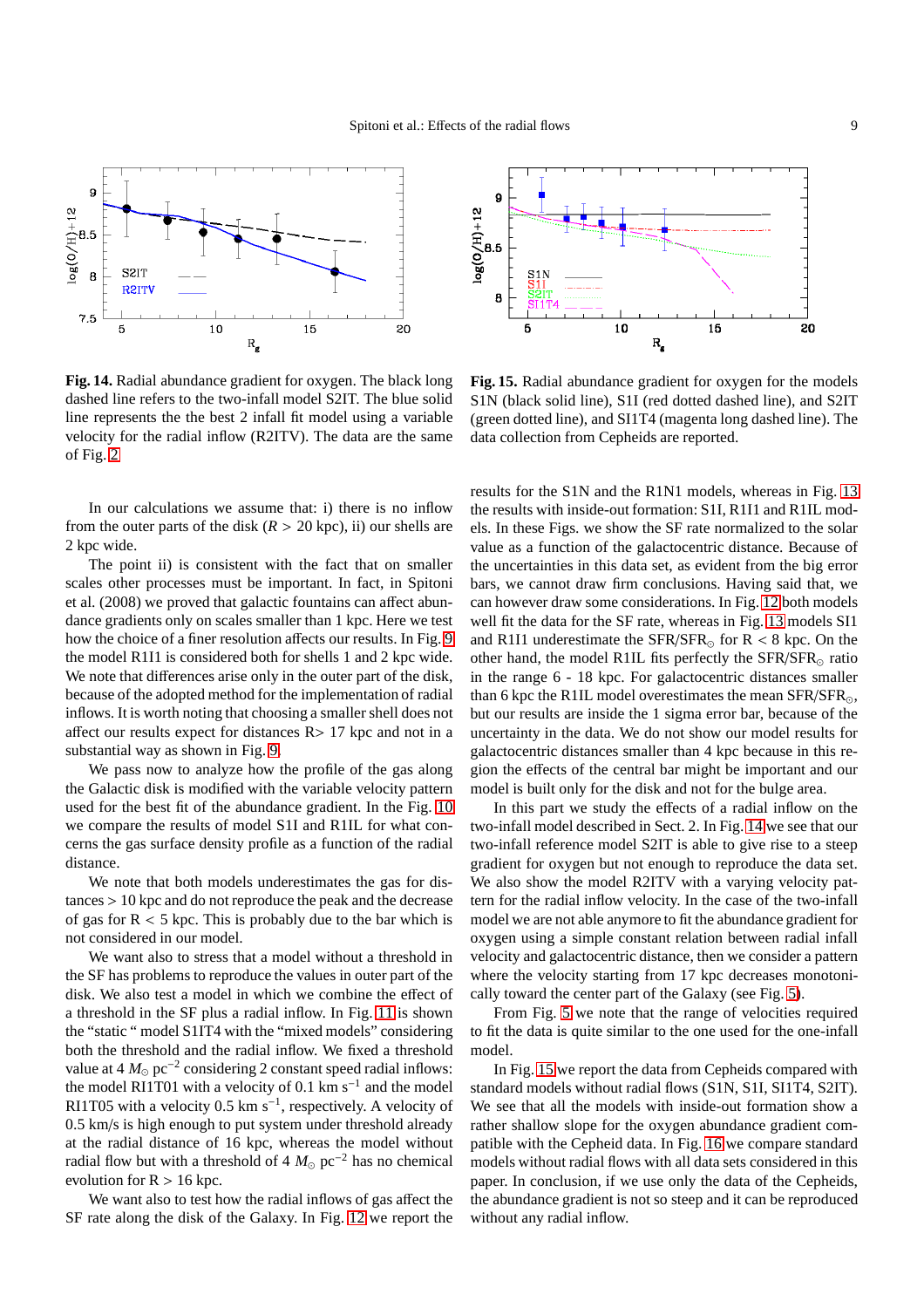**Fig. 14.** Radial abundance gradient for oxygen. The black long dashed line refers to the two-infall model S2IT. The blue solid line represents the the best 2 infall fit model using a variable velocity for the radial inflow (R2ITV). The data are the same of Fig. 2

**Fig. 15.** Radial abundance gradient for oxygen for the models S1N (black solid line), S1I (red dotted dashed line), and S2IT (green dotted line), and SI1T4 (magenta long dashed line). The data collection from Cepheids are reported.

In our calculations we assume that: i) there is no inflow from the outer parts of the disk ($R > 20$ kpc), ii) our shells are 2 kpc wide.

The point ii) is consistent with the fact that on smaller scales other processes must be important. In fact, in Spitoni et al. (2008) we proved that galactic fountains can affect abundance gradients only on scales smaller than 1 kpc. Here we test how the choice of a finer resolution affects our results. In Fig. 9 the model R1I1 is considered both for shells 1 and 2 kpc wide. We note that differences arise only in the outer part of the disk, because of the adopted method for the implementation of radial inflows. It is worth noting that choosing a smaller shell does not affect our results expect for distances R> 17 kpc and not in a substantial way as shown in Fig. 9.

We pass now to analyze how the profile of the gas along the Galactic disk is modified with the variable velocity pattern used for the best fit of the abundance gradient. In the Fig. 10 we compare the results of model S1I and R1IL for what concerns the gas surface density profile as a function of the radial distance.

We note that both models underestimates the gas for distances > 10 kpc and do not reproduce the peak and the decrease of gas for R < 5 kpc. This is probably due to the bar which is not considered in our model.

We want also to stress that a model without a threshold in the SF has problems to reproduce the values in outer part of the disk. We also test a model in which we combine the effect of a threshold in the SF plus a radial inflow. In Fig. 11 is shown the "static " model S1IT4 with the "mixed models" considering both the threshold and the radial inflow. We fixed a threshold value at 4 $M_{\odot}$ pc$^{-2}$ considering 2 constant speed radial inflows: the model RI1T01 with a velocity of 0.1 km s$^{-1}$ and the model RI1T05 with a velocity 0.5 km s$^{-1}$, respectively. A velocity of 0.5 km/s is high enough to put system under threshold already at the radial distance of 16 kpc, whereas the model without radial flow but with a threshold of 4 $M_{\odot}$ pc$^{-2}$ has no chemical evolution for R > 16 kpc.

We want also to test how the radial inflows of gas affect the SF rate along the disk of the Galaxy. In Fig. 12 we report the results for the S1N and the R1N1 models, whereas in Fig. 13 the results with inside-out formation: S1I, R1I1 and R1IL models. In these Figs. we show the SF rate normalized to the solar value as a function of the galactocentric distance. Because of the uncertainties in this data set, as evident from the big error bars, we cannot draw firm conclusions. Having said that, we can however draw some considerations. In Fig. 12 both models well fit the data for the SF rate, whereas in Fig. 13 models SI1 and R1I1 underestimate the SFR/SFR$_{\odot}$ for R < 8 kpc. On the other hand, the model R1IL fits perfectly the SFR/SFR$_{\odot}$ ratio in the range 6 - 18 kpc. For galactocentric distances smaller than 6 kpc the R1IL model overestimates the mean SFR/SFR$_{\odot}$, but our results are inside the 1 sigma error bar, because of the uncertainty in the data. We do not show our model results for galactocentric distances smaller than 4 kpc because in this region the effects of the central bar might be important and our model is built only for the disk and not for the bulge area.

In this part we study the effects of a radial inflow on the two-infall model described in Sect. 2. In Fig. 14 we see that our two-infall reference model S2IT is able to give rise to a steep gradient for oxygen but not enough to reproduce the data set. We also show the model R2ITV with a varying velocity pattern for the radial inflow velocity. In the case of the two-infall model we are not able anymore to fit the abundance gradient for oxygen using a simple constant relation between radial infall velocity and galactocentric distance, then we consider a pattern where the velocity starting from 17 kpc decreases monotonically toward the center part of the Galaxy (see Fig. 5).

From Fig. 5 we note that the range of velocities required to fit the data is quite similar to the one used for the one-infall model.

In Fig. 15 we report the data from Cepheids compared with standard models without radial flows (S1N, S1I, SI1T4, S2IT). We see that all the models with inside-out formation show a rather shallow slope for the oxygen abundance gradient compatible with the Cepheid data. In Fig. 16 we compare standard models without radial flows with all data sets considered in this paper. In conclusion, if we use only the data of the Cepheids, the abundance gradient is not so steep and it can be reproduced without any radial inflow.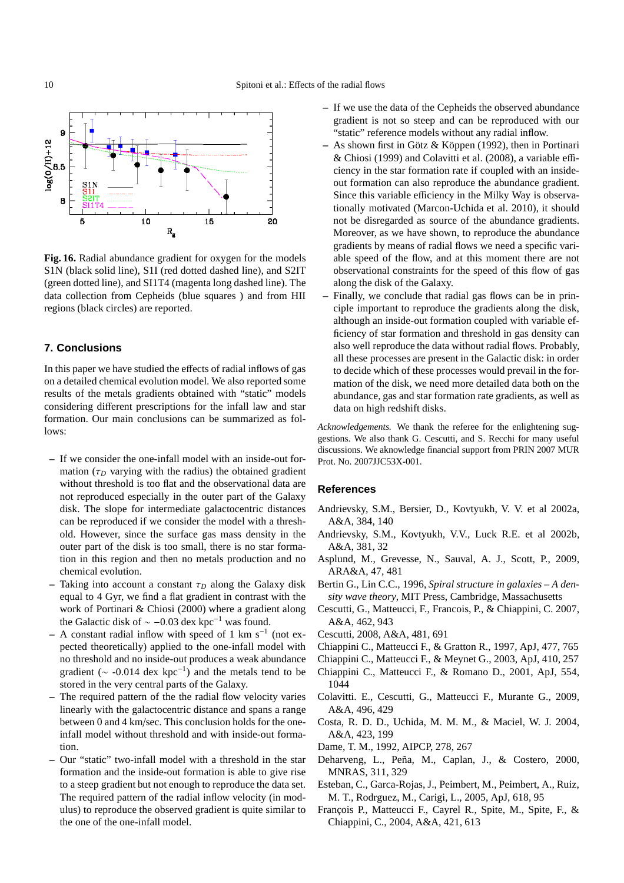**Fig. 16.** Radial abundance gradient for oxygen for the models S1N (black solid line), S1I (red dotted dashed line), and S2IT (green dotted line), and SI1T4 (magenta long dashed line). The data collection from Cepheids (blue squares ) and from HII regions (black circles) are reported.

## 7. Conclusions

In this paper we have studied the effects of radial inflows of gas on a detailed chemical evolution model. We also reported some results of the metals gradients obtained with "static" models considering different prescriptions for the infall law and star formation. Our main conclusions can be summarized as follows:

- If we consider the one-infall model with an inside-out formation ($\tau_D$ varying with the radius) the obtained gradient without threshold is too flat and the observational data are not reproduced especially in the outer part of the Galaxy disk. The slope for intermediate galactocentric distances can be reproduced if we consider the model with a threshold. However, since the surface gas mass density in the outer part of the disk is too small, there is no star formation in this region and then no metals production and no chemical evolution.
- Taking into account a constant $\tau_D$ along the Galaxy disk equal to 4 Gyr, we find a flat gradient in contrast with the work of Portinari & Chiosi (2000) where a gradient along the Galactic disk of $\sim -0.03$ dex kpc$^{-1}$ was found.
- A constant radial inflow with speed of 1 km s$^{-1}$ (not expected theoretically) applied to the one-infall model with no threshold and no inside-out produces a weak abundance gradient ($\sim$ -0.014 dex kpc$^{-1}$) and the metals tend to be stored in the very central parts of the Galaxy.
- The required pattern of the the radial flow velocity varies linearly with the galactocentric distance and spans a range between 0 and 4 km/sec. This conclusion holds for the one-infall model without threshold and with inside-out formation.
- Our "static" two-infall model with a threshold in the star formation and the inside-out formation is able to give rise to a steep gradient but not enough to reproduce the data set. The required pattern of the radial inflow velocity (in modulus) to reproduce the observed gradient is quite similar to the one of the one-infall model.
- If we use the data of the Cepheids the observed abundance gradient is not so steep and can be reproduced with our "static" reference models without any radial inflow.
- As shown first in Götz & Köppen (1992), then in Portinari & Chiosi (1999) and Colavitti et al. (2008), a variable efficiency in the star formation rate if coupled with an inside-out formation can also reproduce the abundance gradient. Since this variable efficiency in the Milky Way is observationally motivated (Marcon-Uchida et al. 2010), it should not be disregarded as source of the abundance gradients. Moreover, as we have shown, to reproduce the abundance gradients by means of radial flows we need a specific variable speed of the flow, and at this moment there are not observational constraints for the speed of this flow of gas along the disk of the Galaxy.
- Finally, we conclude that radial gas flows can be in principle important to reproduce the gradients along the disk, although an inside-out formation coupled with variable efficiency of star formation and threshold in gas density can also well reproduce the data without radial flows. Probably, all these processes are present in the Galactic disk: in order to decide which of these processes would prevail in the formation of the disk, we need more detailed data both on the abundance, gas and star formation rate gradients, as well as data on high redshift disks.

*Acknowledgements.* We thank the referee for the enlightening suggestions. We also thank G. Cescutti, and S. Recchi for many useful discussions. We aknowledge financial support from PRIN 2007 MUR Prot. No. 2007JJC53X-001.

## References

Andrievsky, S.M., Bersier, D., Kovtyukh, V. V. et al 2002a, A&A, 384, 140

Andrievsky, S.M., Kovtyukh, V.V., Luck R.E. et al 2002b, A&A, 381, 32

Asplund, M., Grevesse, N., Sauval, A. J., Scott, P., 2009, ARA&A, 47, 481

Bertin G., Lin C.C., 1996, *Spiral structure in galaxies – A density wave theory*, MIT Press, Cambridge, Massachusetts

Cescutti, G., Matteucci, F., Francois, P., & Chiappini, C. 2007, A&A, 462, 943

Cescutti, 2008, A&A, 481, 691

Chiappini C., Matteucci F., & Gratton R., 1997, ApJ, 477, 765

Chiappini C., Matteucci F., & Meynet G., 2003, ApJ, 410, 257

Chiappini C., Matteucci F., & Romano D., 2001, ApJ, 554, 1044

Colavitti. E., Cescutti, G., Matteucci F., Murante G., 2009, A&A, 496, 429

Costa, R. D. D., Uchida, M. M. M., & Maciel, W. J. 2004, A&A, 423, 199

Dame, T. M., 1992, AIPCP, 278, 267

Deharveng, L., Peña, M., Caplan, J., & Costero, 2000, MNRAS, 311, 329

Esteban, C., Garca-Rojas, J., Peimbert, M., Peimbert, A., Ruiz, M. T., Rodrguez, M., Carigi, L., 2005, ApJ, 618, 95

François P., Matteucci F., Cayrel R., Spite, M., Spite, F., & Chiappini, C., 2004, A&A, 421, 613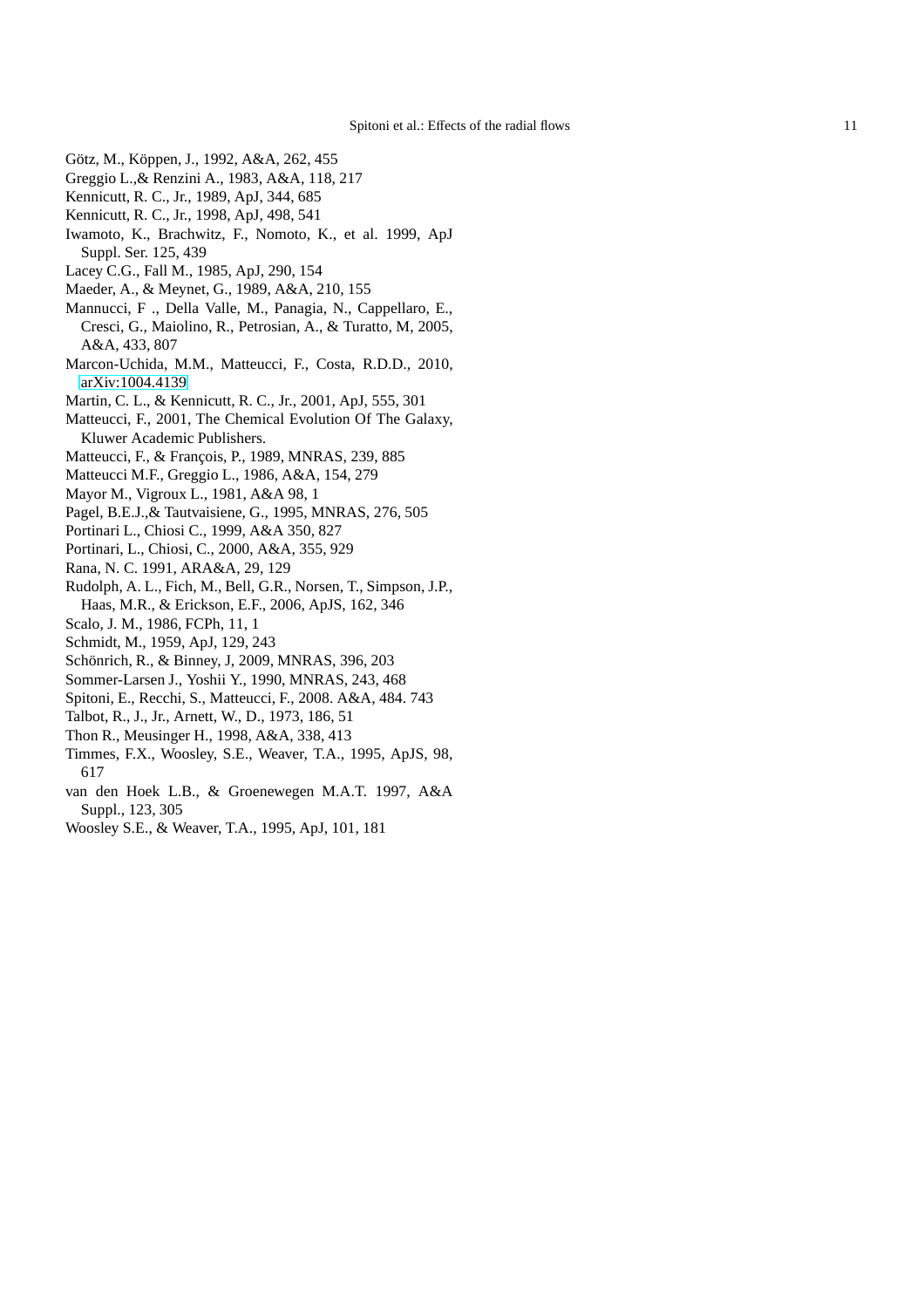Götz, M., Köppen, J., 1992, A&A, 262, 455
Greggio L.,& Renzini A., 1983, A&A, 118, 217
Kennicutt, R. C., Jr., 1989, ApJ, 344, 685
Kennicutt, R. C., Jr., 1998, ApJ, 498, 541
Iwamoto, K., Brachwitz, F., Nomoto, K., et al. 1999, ApJ Suppl. Ser. 125, 439
Lacey C.G., Fall M., 1985, ApJ, 290, 154
Maeder, A., & Meynet, G., 1989, A&A, 210, 155
Mannucci, F ., Della Valle, M., Panagia, N., Cappellaro, E., Cresci, G., Maiolino, R., Petrosian, A., & Turatto, M, 2005, A&A, 433, 807
Marcon-Uchida, M.M., Matteucci, F., Costa, R.D.D., 2010, arXiv:1004.4139
Martin, C. L., & Kennicutt, R. C., Jr., 2001, ApJ, 555, 301
Matteucci, F., 2001, The Chemical Evolution Of The Galaxy, Kluwer Academic Publishers.
Matteucci, F., & François, P., 1989, MNRAS, 239, 885
Matteucci M.F., Greggio L., 1986, A&A, 154, 279
Mayor M., Vigroux L., 1981, A&A 98, 1
Pagel, B.E.J.,& Tautvaisiene, G., 1995, MNRAS, 276, 505
Portinari L., Chiosi C., 1999, A&A 350, 827
Portinari, L., Chiosi, C., 2000, A&A, 355, 929
Rana, N. C. 1991, ARA&A, 29, 129
Rudolph, A. L., Fich, M., Bell, G.R., Norsen, T., Simpson, J.P., Haas, M.R., & Erickson, E.F., 2006, ApJS, 162, 346
Scalo, J. M., 1986, FCPh, 11, 1
Schmidt, M., 1959, ApJ, 129, 243
Schönrich, R., & Binney, J, 2009, MNRAS, 396, 203
Sommer-Larsen J., Yoshii Y., 1990, MNRAS, 243, 468
Spitoni, E., Recchi, S., Matteucci, F., 2008. A&A, 484. 743
Talbot, R., J., Jr., Arnett, W., D., 1973, 186, 51
Thon R., Meusinger H., 1998, A&A, 338, 413
Timmes, F.X., Woosley, S.E., Weaver, T.A., 1995, ApJS, 98, 617
van den Hoek L.B., & Groenewegen M.A.T. 1997, A&A Suppl., 123, 305
Woosley S.E., & Weaver, T.A., 1995, ApJ, 101, 181